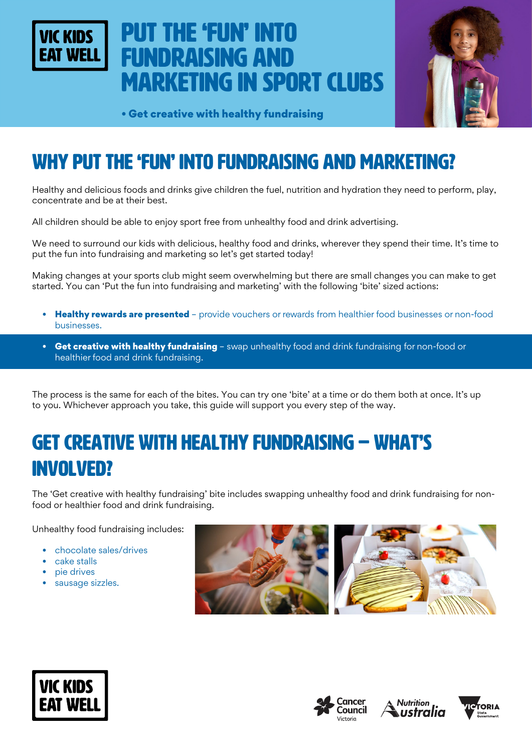VIC KIDS EAT WELL

# PUT THE 'FUN' INTO FUNDRAISING AND MARKETING IN SPORT CLUBS

• **Get creative with healthy fundraising**

## WHY PUT THE 'FUN' INTO FUNDRAISING AND MARKETING?

Healthy and delicious foods and drinks give children the fuel, nutrition and hydration they need to perform, play, concentrate and be at their best.

All children should be able to enjoy sport free from unhealthy food and drink advertising.

We need to surround our kids with delicious, healthy food and drinks, wherever they spend their time. It's time to put the fun into fundraising and marketing so let's get started today!

Making changes at your sports club might seem overwhelming but there are small changes you can make to get started. You can 'Put the fun into fundraising and marketing' with the following 'bite' sized actions:

- **Healthy rewards are presented** – provide vouchers or rewards from healthier food businesses or non-food businesses.
- **Get creative with healthy fundraising** – swap unhealthy food and drink fundraising for non-food or healthier food and drink fundraising.

The process is the same for each of the bites. You can try one 'bite' at a time or do them both at once. It's up to you. Whichever approach you take, this guide will support you every step of the way.

## GET CREATIVE WITH HEALTHY FUNDRAISING – WHAT'S INVOLVED?

The 'Get creative with healthy fundraising' bite includes swapping unhealthy food and drink fundraising for non-food or healthier food and drink fundraising.

Unhealthy food fundraising includes:

- chocolate sales/drives
- cake stalls
- pie drives
- sausage sizzles.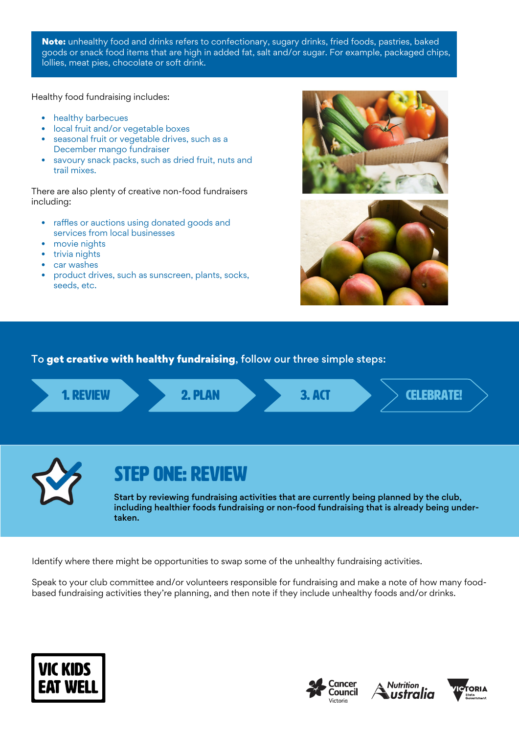**Note:** unhealthy food and drinks refers to confectionary, sugary drinks, fried foods, pastries, baked goods or snack food items that are high in added fat, salt and/or sugar. For example, packaged chips, lollies, meat pies, chocolate or soft drink.

Healthy food fundraising includes:

- healthy barbecues
- local fruit and/or vegetable boxes
- seasonal fruit or vegetable drives, such as a December mango fundraiser
- savoury snack packs, such as dried fruit, nuts and trail mixes.

There are also plenty of creative non-food fundraisers including:

- raffles or auctions using donated goods and services from local businesses
- movie nights
- trivia nights
- car washes
- product drives, such as sunscreen, plants, socks, seeds, etc.

To **get creative with healthy fundraising**, follow our three simple steps:

1. REVIEW → 2. PLAN → 3. ACT → CELEBRATE!

## STEP ONE: REVIEW

**Start by reviewing fundraising activities that are currently being planned by the club, including healthier foods fundraising or non-food fundraising that is already being undertaken.**

Identify where there might be opportunities to swap some of the unhealthy fundraising activities.

Speak to your club committee and/or volunteers responsible for fundraising and make a note of how many food-based fundraising activities they're planning, and then note if they include unhealthy foods and/or drinks.

VIC KIDS EAT WELL

Cancer Council Victoria | Nutrition Australia | Victoria State Government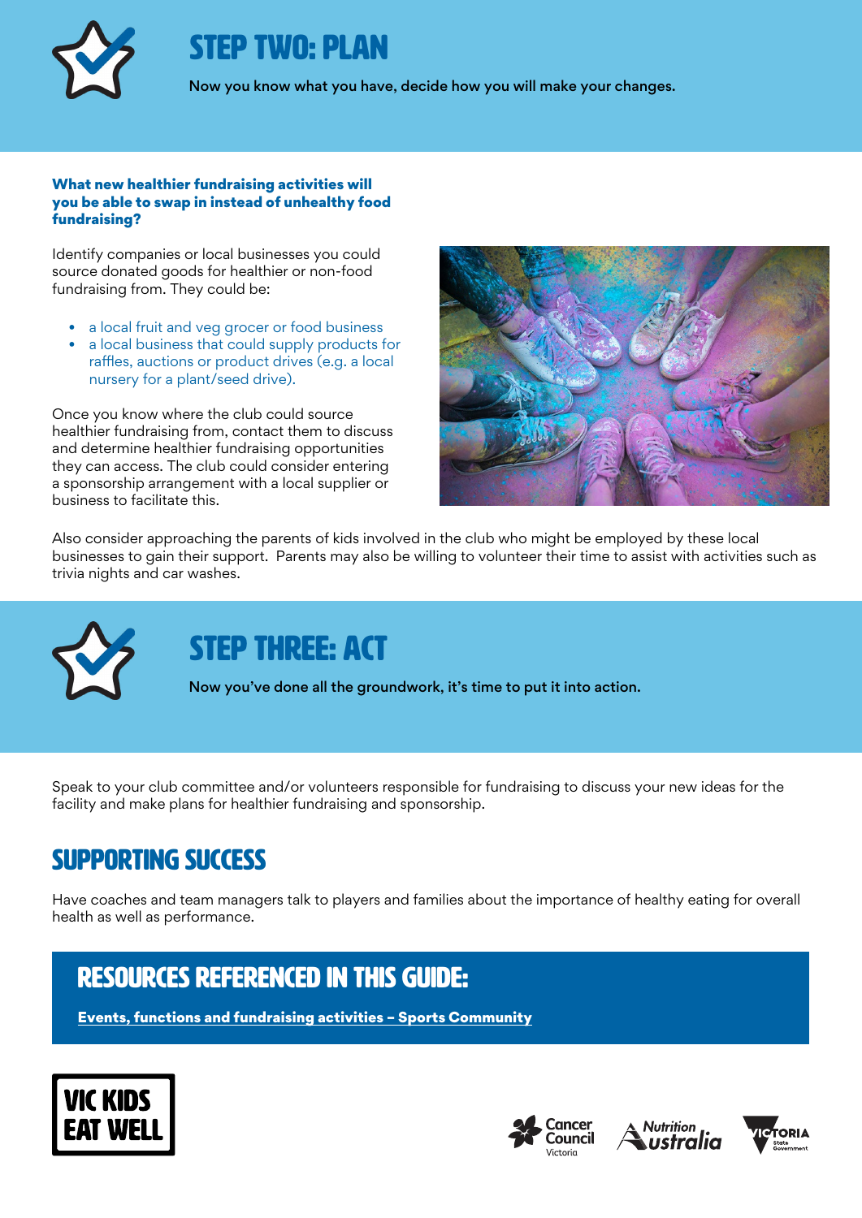# STEP TWO: PLAN

**Now you know what you have, decide how you will make your changes.**

### What new healthier fundraising activities will you be able to swap in instead of unhealthy food fundraising?

Identify companies or local businesses you could source donated goods for healthier or non-food fundraising from. They could be:

- a local fruit and veg grocer or food business
- a local business that could supply products for raffles, auctions or product drives (e.g. a local nursery for a plant/seed drive).

Once you know where the club could source healthier fundraising from, contact them to discuss and determine healthier fundraising opportunities they can access. The club could consider entering a sponsorship arrangement with a local supplier or business to facilitate this.

Also consider approaching the parents of kids involved in the club who might be employed by these local businesses to gain their support. Parents may also be willing to volunteer their time to assist with activities such as trivia nights and car washes.

# STEP THREE: ACT

**Now you've done all the groundwork, it's time to put it into action.**

Speak to your club committee and/or volunteers responsible for fundraising to discuss your new ideas for the facility and make plans for healthier fundraising and sponsorship.

## SUPPORTING SUCCESS

Have coaches and team managers talk to players and families about the importance of healthy eating for overall health as well as performance.

## RESOURCES REFERENCED IN THIS GUIDE:

**Events, functions and fundraising activities – Sports Community**

VIC KIDS EAT WELL

Cancer Council Victoria | Nutrition Australia | Victoria State Government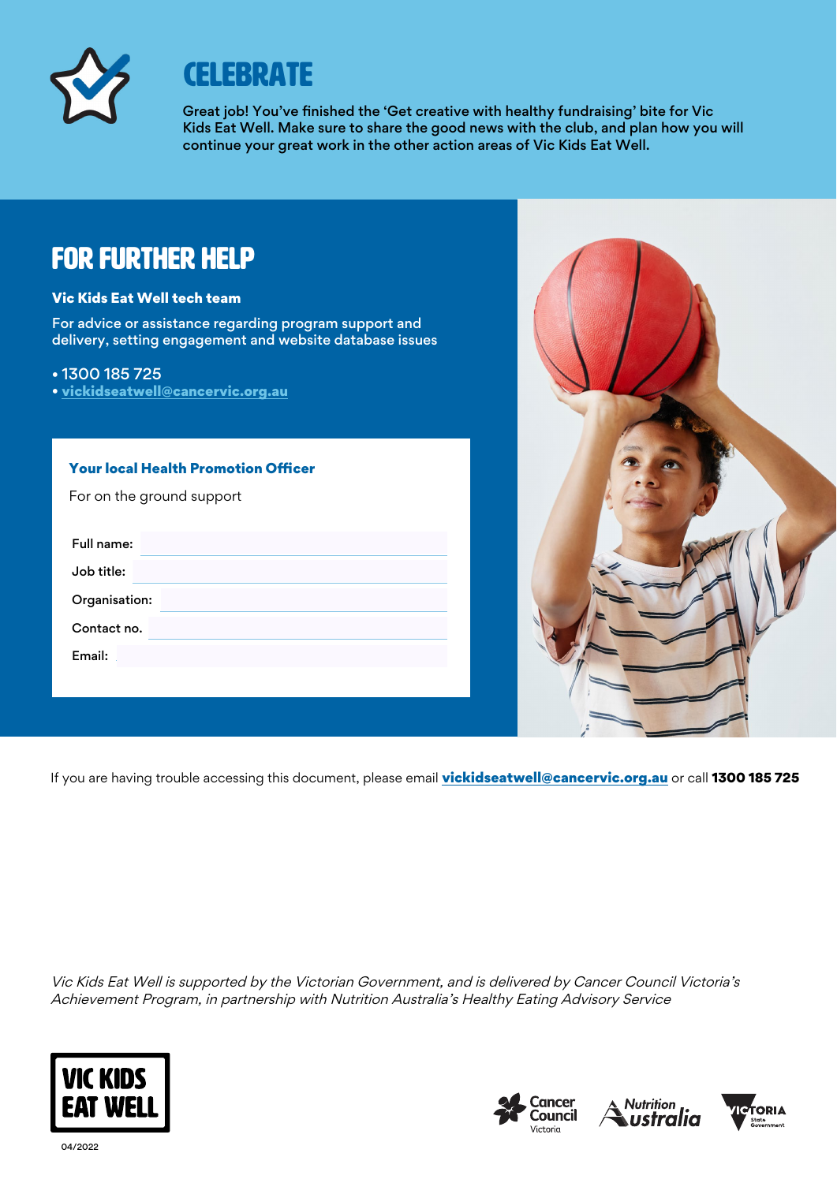# CELEBRATE

Great job! You've finished the 'Get creative with healthy fundraising' bite for Vic Kids Eat Well. Make sure to share the good news with the club, and plan how you will continue your great work in the other action areas of Vic Kids Eat Well.

## FOR FURTHER HELP

**Vic Kids Eat Well tech team**

For advice or assistance regarding program support and delivery, setting engagement and website database issues

- 1300 185 725
- vickidseatwell@cancervic.org.au

**Your local Health Promotion Officer**

For on the ground support

Full name:

Job title:

Organisation:

Contact no.

Email:

If you are having trouble accessing this document, please email **vickidseatwell@cancervic.org.au** or call **1300 185 725**

*Vic Kids Eat Well is supported by the Victorian Government, and is delivered by Cancer Council Victoria's Achievement Program, in partnership with Nutrition Australia's Healthy Eating Advisory Service*

VIC KIDS EAT WELL

Cancer Council Victoria

Nutrition Australia

Victoria State Government

04/2022